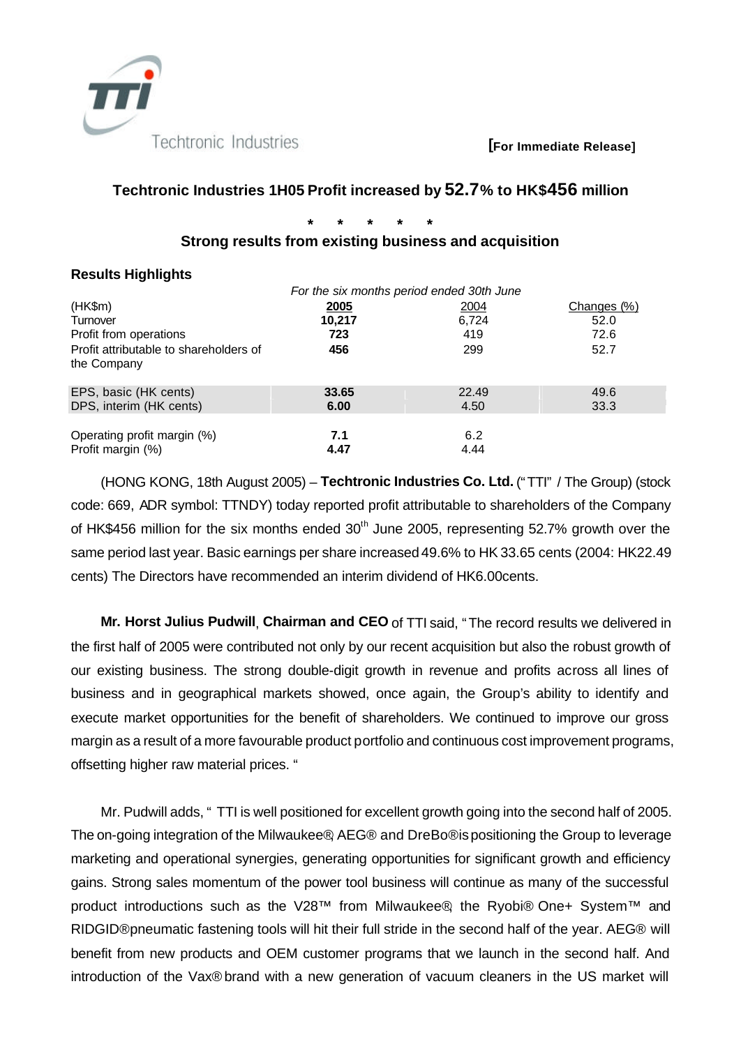Techtronic Industries

**[For Immediate Release]**

## Techtronic Industries 1H05 Profit increased by 52.7% to HK$456 million

\* \* \* \* \*

### Strong results from existing business and acquisition

### Results Highlights

| | *For the six months period ended 30th June* | | |
|---|---|---|---|
| (HK$m) | **2005** | 2004 | Changes (%) |
| Turnover | **10,217** | 6,724 | 52.0 |
| Profit from operations | **723** | 419 | 72.6 |
| Profit attributable to shareholders of the Company | **456** | 299 | 52.7 |
| EPS, basic (HK cents) | **33.65** | 22.49 | 49.6 |
| DPS, interim (HK cents) | **6.00** | 4.50 | 33.3 |
| Operating profit margin (%) | **7.1** | 6.2 | |
| Profit margin (%) | **4.47** | 4.44 | |

(HONG KONG, 18th August 2005) – **Techtronic Industries Co. Ltd.** ("TTI" / The Group) (stock code: 669, ADR symbol: TTNDY) today reported profit attributable to shareholders of the Company of HK$456 million for the six months ended 30th June 2005, representing 52.7% growth over the same period last year. Basic earnings per share increased 49.6% to HK 33.65 cents (2004: HK22.49 cents) The Directors have recommended an interim dividend of HK6.00cents.

**Mr. Horst Julius Pudwill**, **Chairman and CEO** of TTI said, "The record results we delivered in the first half of 2005 were contributed not only by our recent acquisition but also the robust growth of our existing business. The strong double-digit growth in revenue and profits across all lines of business and in geographical markets showed, once again, the Group's ability to identify and execute market opportunities for the benefit of shareholders. We continued to improve our gross margin as a result of a more favourable product portfolio and continuous cost improvement programs, offsetting higher raw material prices. "

Mr. Pudwill adds, " TTI is well positioned for excellent growth going into the second half of 2005. The on-going integration of the Milwaukee®, AEG® and DreBo® is positioning the Group to leverage marketing and operational synergies, generating opportunities for significant growth and efficiency gains. Strong sales momentum of the power tool business will continue as many of the successful product introductions such as the V28™ from Milwaukee®, the Ryobi® One+ System™ and RIDGID® pneumatic fastening tools will hit their full stride in the second half of the year. AEG® will benefit from new products and OEM customer programs that we launch in the second half. And introduction of the Vax® brand with a new generation of vacuum cleaners in the US market will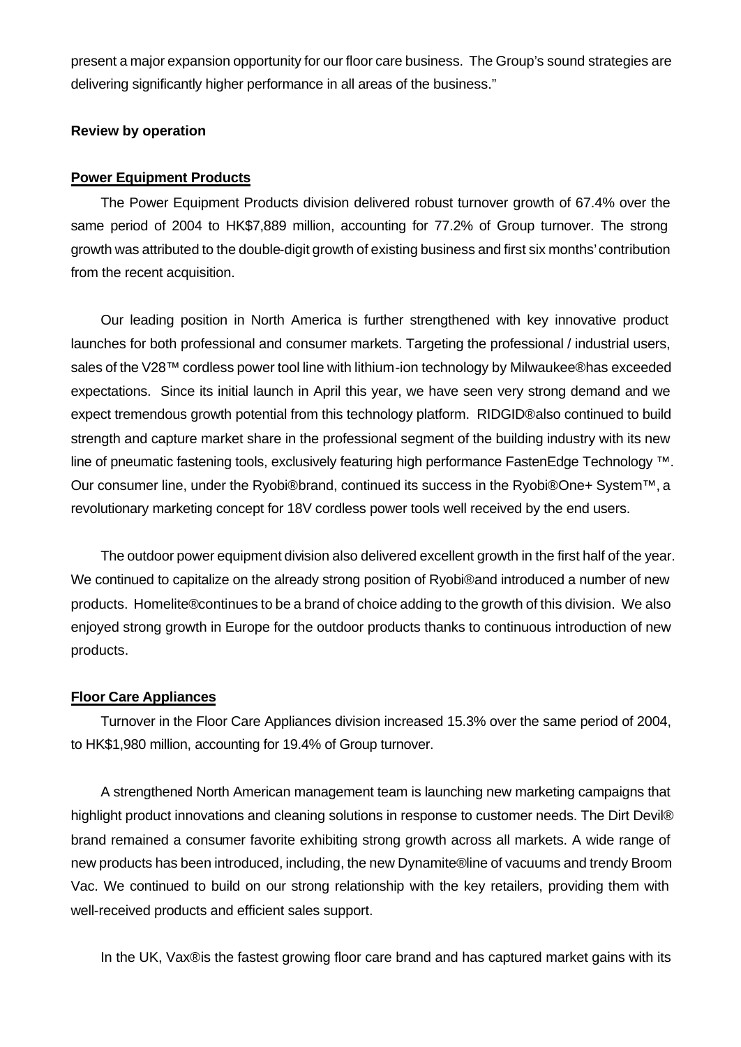present a major expansion opportunity for our floor care business. The Group's sound strategies are delivering significantly higher performance in all areas of the business."

**Review by operation**

**Power Equipment Products**

The Power Equipment Products division delivered robust turnover growth of 67.4% over the same period of 2004 to HK$7,889 million, accounting for 77.2% of Group turnover. The strong growth was attributed to the double-digit growth of existing business and first six months' contribution from the recent acquisition.

Our leading position in North America is further strengthened with key innovative product launches for both professional and consumer markets. Targeting the professional / industrial users, sales of the V28™ cordless power tool line with lithium-ion technology by Milwaukee®has exceeded expectations. Since its initial launch in April this year, we have seen very strong demand and we expect tremendous growth potential from this technology platform. RIDGID®also continued to build strength and capture market share in the professional segment of the building industry with its new line of pneumatic fastening tools, exclusively featuring high performance FastenEdge Technology ™. Our consumer line, under the Ryobi®brand, continued its success in the Ryobi®One+ System™, a revolutionary marketing concept for 18V cordless power tools well received by the end users.

The outdoor power equipment division also delivered excellent growth in the first half of the year. We continued to capitalize on the already strong position of Ryobi®and introduced a number of new products. Homelite®continues to be a brand of choice adding to the growth of this division. We also enjoyed strong growth in Europe for the outdoor products thanks to continuous introduction of new products.

**Floor Care Appliances**

Turnover in the Floor Care Appliances division increased 15.3% over the same period of 2004, to HK$1,980 million, accounting for 19.4% of Group turnover.

A strengthened North American management team is launching new marketing campaigns that highlight product innovations and cleaning solutions in response to customer needs. The Dirt Devil® brand remained a consumer favorite exhibiting strong growth across all markets. A wide range of new products has been introduced, including, the new Dynamite®line of vacuums and trendy Broom Vac. We continued to build on our strong relationship with the key retailers, providing them with well-received products and efficient sales support.

In the UK, Vax®is the fastest growing floor care brand and has captured market gains with its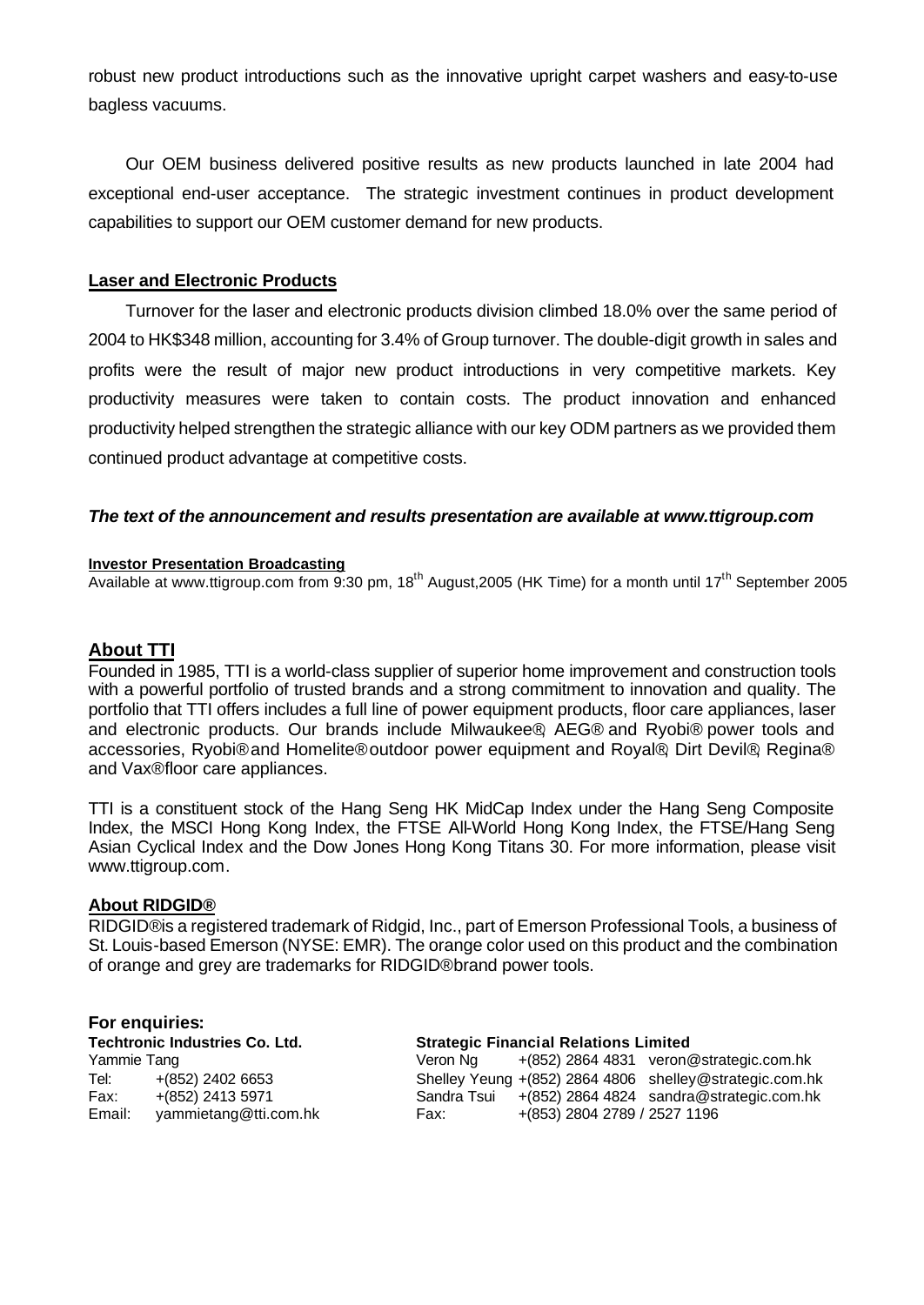robust new product introductions such as the innovative upright carpet washers and easy-to-use bagless vacuums.

Our OEM business delivered positive results as new products launched in late 2004 had exceptional end-user acceptance. The strategic investment continues in product development capabilities to support our OEM customer demand for new products.

**Laser and Electronic Products**

Turnover for the laser and electronic products division climbed 18.0% over the same period of 2004 to HK$348 million, accounting for 3.4% of Group turnover. The double-digit growth in sales and profits were the result of major new product introductions in very competitive markets. Key productivity measures were taken to contain costs. The product innovation and enhanced productivity helped strengthen the strategic alliance with our key ODM partners as we provided them continued product advantage at competitive costs.

***The text of the announcement and results presentation are available at www.ttigroup.com***

**Investor Presentation Broadcasting**

Available at www.ttigroup.com from 9:30 pm, 18th August,2005 (HK Time) for a month until 17th September 2005

## About TTI

Founded in 1985, TTI is a world-class supplier of superior home improvement and construction tools with a powerful portfolio of trusted brands and a strong commitment to innovation and quality. The portfolio that TTI offers includes a full line of power equipment products, floor care appliances, laser and electronic products. Our brands include Milwaukee®, AEG® and Ryobi® power tools and accessories, Ryobi® and Homelite® outdoor power equipment and Royal®, Dirt Devil®, Regina® and Vax® floor care appliances.

TTI is a constituent stock of the Hang Seng HK MidCap Index under the Hang Seng Composite Index, the MSCI Hong Kong Index, the FTSE All-World Hong Kong Index, the FTSE/Hang Seng Asian Cyclical Index and the Dow Jones Hong Kong Titans 30. For more information, please visit www.ttigroup.com.

**About RIDGID®**

RIDGID® is a registered trademark of Ridgid, Inc., part of Emerson Professional Tools, a business of St. Louis-based Emerson (NYSE: EMR). The orange color used on this product and the combination of orange and grey are trademarks for RIDGID® brand power tools.

**For enquiries:**

**Techtronic Industries Co. Ltd.**
Yammie Tang
Tel: +(852) 2402 6653
Fax: +(852) 2413 5971
Email: yammietang@tti.com.hk

**Strategic Financial Relations Limited**

| | | |
|---|---|---|
| Veron Ng | +(852) 2864 4831 | veron@strategic.com.hk |
| Shelley Yeung | +(852) 2864 4806 | shelley@strategic.com.hk |
| Sandra Tsui | +(852) 2864 4824 | sandra@strategic.com.hk |
| Fax: | +(853) 2804 2789 / 2527 1196 | |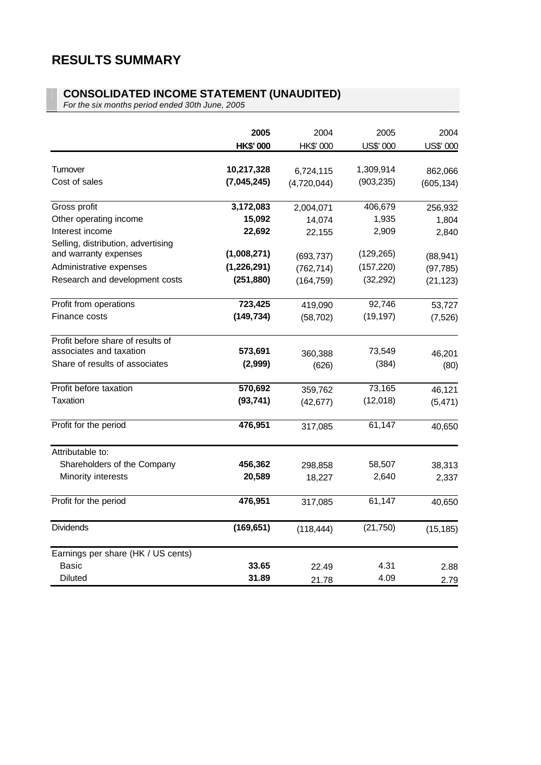# RESULTS SUMMARY

## CONSOLIDATED INCOME STATEMENT (UNAUDITED)

*For the six months period ended 30th June, 2005*

| | **2005** | 2004 | 2005 | 2004 |
|---|---|---|---|---|
| | **HK$' 000** | HK$' 000 | US$' 000 | US$' 000 |
| Turnover | **10,217,328** | 6,724,115 | 1,309,914 | 862,066 |
| Cost of sales | **(7,045,245)** | (4,720,044) | (903,235) | (605,134) |
| Gross profit | **3,172,083** | 2,004,071 | 406,679 | 256,932 |
| Other operating income | **15,092** | 14,074 | 1,935 | 1,804 |
| Interest income | **22,692** | 22,155 | 2,909 | 2,840 |
| Selling, distribution, advertising and warranty expenses | **(1,008,271)** | (693,737) | (129,265) | (88,941) |
| Administrative expenses | **(1,226,291)** | (762,714) | (157,220) | (97,785) |
| Research and development costs | **(251,880)** | (164,759) | (32,292) | (21,123) |
| Profit from operations | **723,425** | 419,090 | 92,746 | 53,727 |
| Finance costs | **(149,734)** | (58,702) | (19,197) | (7,526) |
| Profit before share of results of associates and taxation | **573,691** | 360,388 | 73,549 | 46,201 |
| Share of results of associates | **(2,999)** | (626) | (384) | (80) |
| Profit before taxation | **570,692** | 359,762 | 73,165 | 46,121 |
| Taxation | **(93,741)** | (42,677) | (12,018) | (5,471) |
| Profit for the period | **476,951** | 317,085 | 61,147 | 40,650 |
| Attributable to: | | | | |
| Shareholders of the Company | **456,362** | 298,858 | 58,507 | 38,313 |
| Minority interests | **20,589** | 18,227 | 2,640 | 2,337 |
| Profit for the period | **476,951** | 317,085 | 61,147 | 40,650 |
| Dividends | **(169,651)** | (118,444) | (21,750) | (15,185) |
| Earnings per share (HK / US cents) | | | | |
| Basic | **33.65** | 22.49 | 4.31 | 2.88 |
| Diluted | **31.89** | 21.78 | 4.09 | 2.79 |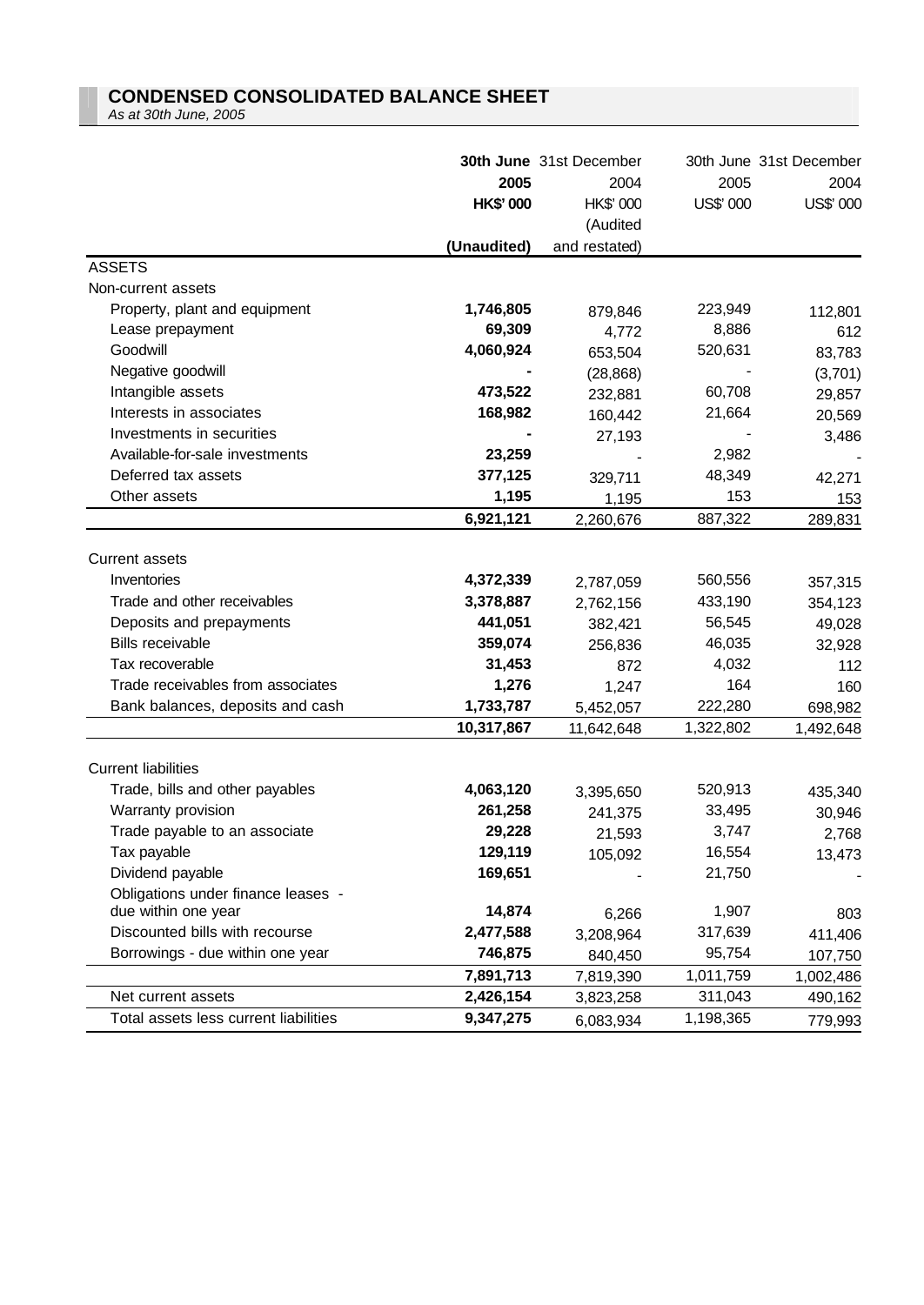## CONDENSED CONSOLIDATED BALANCE SHEET

*As at 30th June, 2005*

| | **30th June 2005 HK$' 000 (Unaudited)** | 31st December 2004 HK$' 000 (Audited and restated) | 30th June 2005 US$' 000 | 31st December 2004 US$' 000 |
|---|---|---|---|---|
| ASSETS | | | | |
| Non-current assets | | | | |
| Property, plant and equipment | **1,746,805** | 879,846 | 223,949 | 112,801 |
| Lease prepayment | **69,309** | 4,772 | 8,886 | 612 |
| Goodwill | **4,060,924** | 653,504 | 520,631 | 83,783 |
| Negative goodwill | **-** | (28,868) | - | (3,701) |
| Intangible assets | **473,522** | 232,881 | 60,708 | 29,857 |
| Interests in associates | **168,982** | 160,442 | 21,664 | 20,569 |
| Investments in securities | **-** | 27,193 | - | 3,486 |
| Available-for-sale investments | **23,259** | - | 2,982 | - |
| Deferred tax assets | **377,125** | 329,711 | 48,349 | 42,271 |
| Other assets | **1,195** | 1,195 | 153 | 153 |
| | **6,921,121** | 2,260,676 | 887,322 | 289,831 |
| Current assets | | | | |
| Inventories | **4,372,339** | 2,787,059 | 560,556 | 357,315 |
| Trade and other receivables | **3,378,887** | 2,762,156 | 433,190 | 354,123 |
| Deposits and prepayments | **441,051** | 382,421 | 56,545 | 49,028 |
| Bills receivable | **359,074** | 256,836 | 46,035 | 32,928 |
| Tax recoverable | **31,453** | 872 | 4,032 | 112 |
| Trade receivables from associates | **1,276** | 1,247 | 164 | 160 |
| Bank balances, deposits and cash | **1,733,787** | 5,452,057 | 222,280 | 698,982 |
| | **10,317,867** | 11,642,648 | 1,322,802 | 1,492,648 |
| Current liabilities | | | | |
| Trade, bills and other payables | **4,063,120** | 3,395,650 | 520,913 | 435,340 |
| Warranty provision | **261,258** | 241,375 | 33,495 | 30,946 |
| Trade payable to an associate | **29,228** | 21,593 | 3,747 | 2,768 |
| Tax payable | **129,119** | 105,092 | 16,554 | 13,473 |
| Dividend payable | **169,651** | - | 21,750 | - |
| Obligations under finance leases - due within one year | **14,874** | 6,266 | 1,907 | 803 |
| Discounted bills with recourse | **2,477,588** | 3,208,964 | 317,639 | 411,406 |
| Borrowings - due within one year | **746,875** | 840,450 | 95,754 | 107,750 |
| | **7,891,713** | 7,819,390 | 1,011,759 | 1,002,486 |
| Net current assets | **2,426,154** | 3,823,258 | 311,043 | 490,162 |
| Total assets less current liabilities | **9,347,275** | 6,083,934 | 1,198,365 | 779,993 |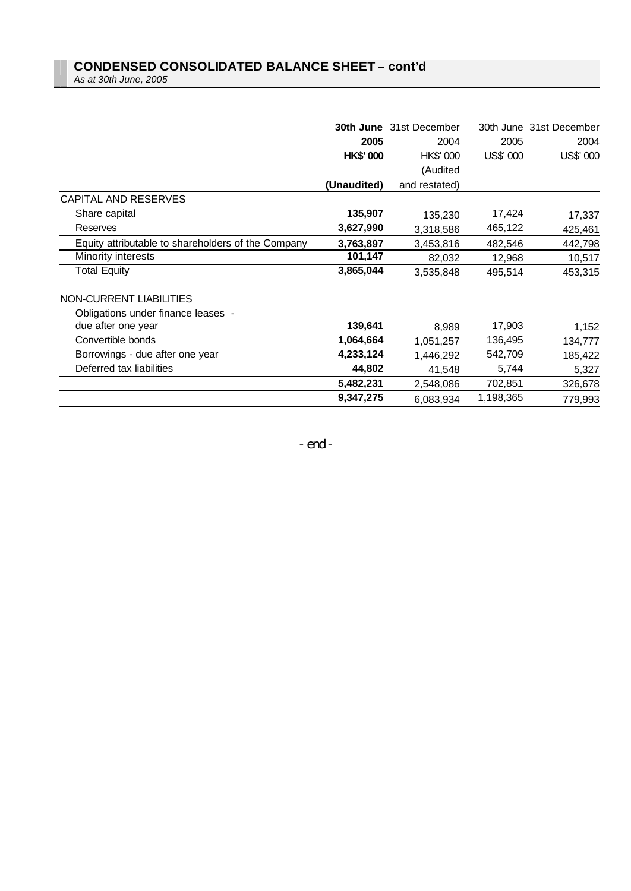## CONDENSED CONSOLIDATED BALANCE SHEET – cont'd

*As at 30th June, 2005*

| | **30th June 2005 HK$' 000 (Unaudited)** | 31st December 2004 HK$' 000 (Audited and restated) | 30th June 2005 US$' 000 | 31st December 2004 US$' 000 |
|---|---|---|---|---|
| CAPITAL AND RESERVES | | | | |
| Share capital | **135,907** | 135,230 | 17,424 | 17,337 |
| Reserves | **3,627,990** | 3,318,586 | 465,122 | 425,461 |
| Equity attributable to shareholders of the Company | **3,763,897** | 3,453,816 | 482,546 | 442,798 |
| Minority interests | **101,147** | 82,032 | 12,968 | 10,517 |
| Total Equity | **3,865,044** | 3,535,848 | 495,514 | 453,315 |
| NON-CURRENT LIABILITIES | | | | |
| Obligations under finance leases - due after one year | **139,641** | 8,989 | 17,903 | 1,152 |
| Convertible bonds | **1,064,664** | 1,051,257 | 136,495 | 134,777 |
| Borrowings - due after one year | **4,233,124** | 1,446,292 | 542,709 | 185,422 |
| Deferred tax liabilities | **44,802** | 41,548 | 5,744 | 5,327 |
| | **5,482,231** | 2,548,086 | 702,851 | 326,678 |
| | **9,347,275** | 6,083,934 | 1,198,365 | 779,993 |

- end -